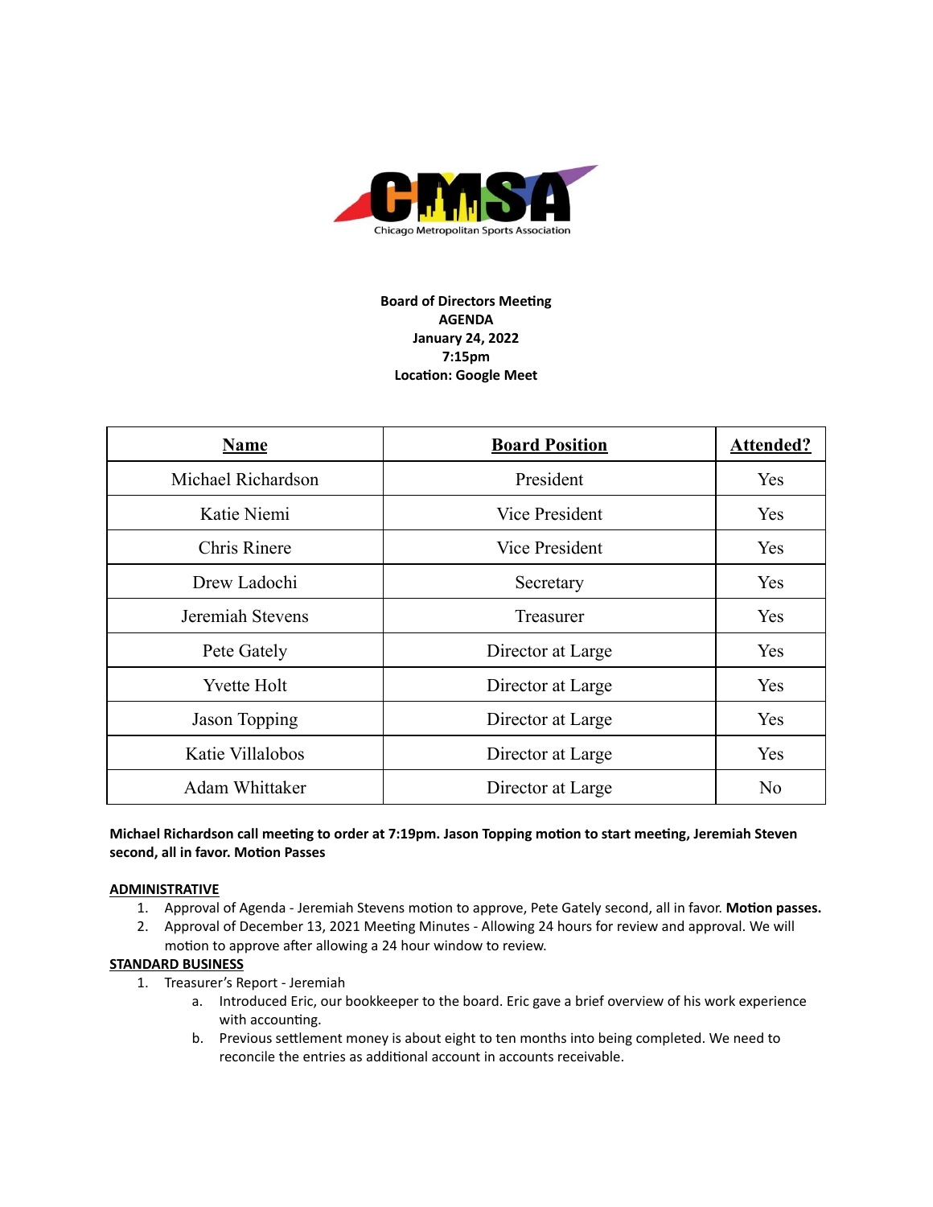Chicago Metropolitan Sports Association

**Board of Directors Meeting**
**AGENDA**
**January 24, 2022**
**7:15pm**
**Location: Google Meet**

| Name | Board Position | Attended? |
|---|---|---|
| Michael Richardson | President | Yes |
| Katie Niemi | Vice President | Yes |
| Chris Rinere | Vice President | Yes |
| Drew Ladochi | Secretary | Yes |
| Jeremiah Stevens | Treasurer | Yes |
| Pete Gately | Director at Large | Yes |
| Yvette Holt | Director at Large | Yes |
| Jason Topping | Director at Large | Yes |
| Katie Villalobos | Director at Large | Yes |
| Adam Whittaker | Director at Large | No |

**Michael Richardson call meeting to order at 7:19pm. Jason Topping motion to start meeting, Jeremiah Steven second, all in favor. Motion Passes**

**ADMINISTRATIVE**

1. Approval of Agenda - Jeremiah Stevens motion to approve, Pete Gately second, all in favor. **Motion passes.**
2. Approval of December 13, 2021 Meeting Minutes - Allowing 24 hours for review and approval. We will motion to approve after allowing a 24 hour window to review.

**STANDARD BUSINESS**

1. Treasurer's Report - Jeremiah
   a. Introduced Eric, our bookkeeper to the board. Eric gave a brief overview of his work experience with accounting.
   b. Previous settlement money is about eight to ten months into being completed. We need to reconcile the entries as additional account in accounts receivable.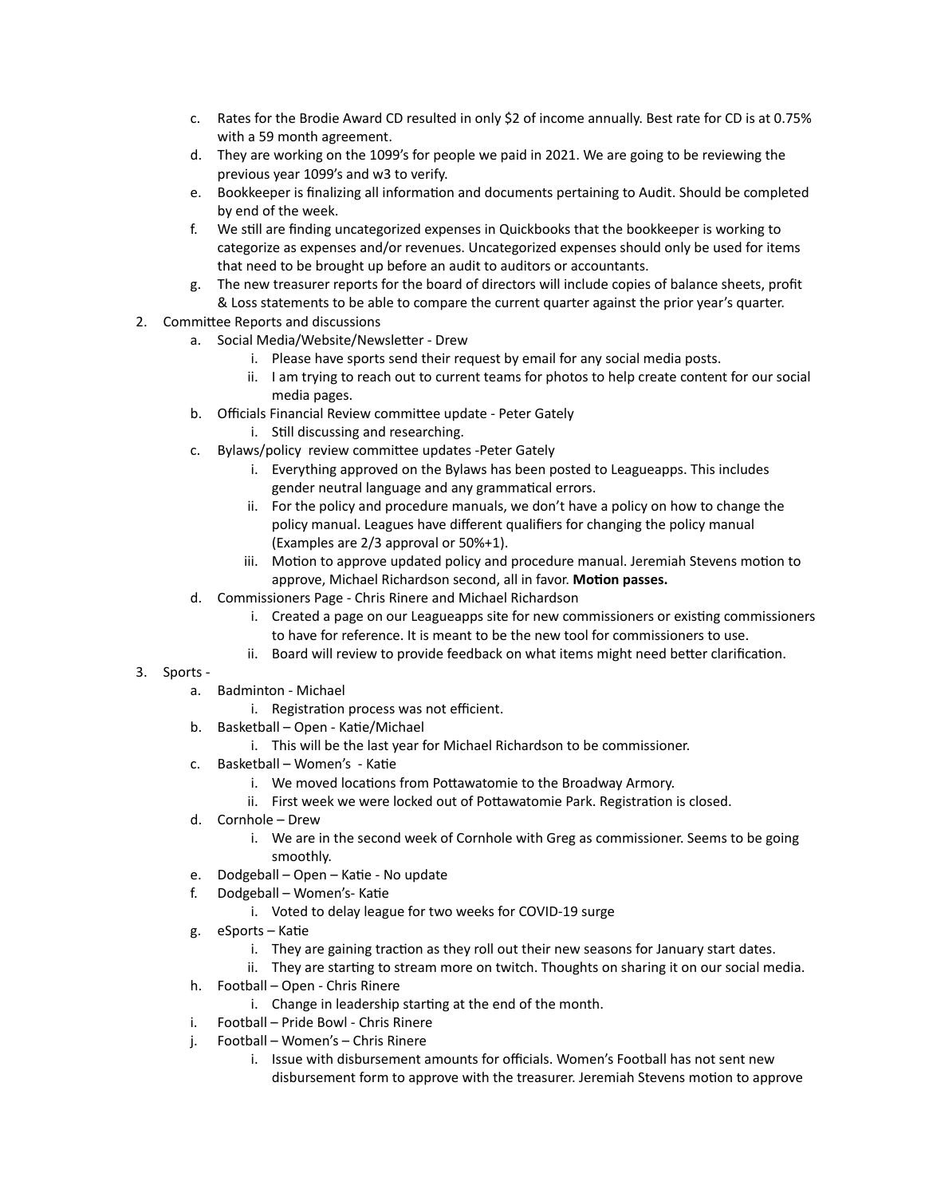c. Rates for the Brodie Award CD resulted in only $2 of income annually. Best rate for CD is at 0.75% with a 59 month agreement.
   d. They are working on the 1099's for people we paid in 2021. We are going to be reviewing the previous year 1099's and w3 to verify.
   e. Bookkeeper is finalizing all information and documents pertaining to Audit. Should be completed by end of the week.
   f. We still are finding uncategorized expenses in Quickbooks that the bookkeeper is working to categorize as expenses and/or revenues. Uncategorized expenses should only be used for items that need to be brought up before an audit to auditors or accountants.
   g. The new treasurer reports for the board of directors will include copies of balance sheets, profit & Loss statements to be able to compare the current quarter against the prior year's quarter.
2. Committee Reports and discussions
   a. Social Media/Website/Newsletter - Drew
      i. Please have sports send their request by email for any social media posts.
      ii. I am trying to reach out to current teams for photos to help create content for our social media pages.
   b. Officials Financial Review committee update - Peter Gately
      i. Still discussing and researching.
   c. Bylaws/policy review committee updates -Peter Gately
      i. Everything approved on the Bylaws has been posted to Leagueapps. This includes gender neutral language and any grammatical errors.
      ii. For the policy and procedure manuals, we don't have a policy on how to change the policy manual. Leagues have different qualifiers for changing the policy manual (Examples are 2/3 approval or 50%+1).
      iii. Motion to approve updated policy and procedure manual. Jeremiah Stevens motion to approve, Michael Richardson second, all in favor. **Motion passes.**
   d. Commissioners Page - Chris Rinere and Michael Richardson
      i. Created a page on our Leagueapps site for new commissioners or existing commissioners to have for reference. It is meant to be the new tool for commissioners to use.
      ii. Board will review to provide feedback on what items might need better clarification.
3. Sports -
   a. Badminton - Michael
      i. Registration process was not efficient.
   b. Basketball – Open - Katie/Michael
      i. This will be the last year for Michael Richardson to be commissioner.
   c. Basketball – Women's - Katie
      i. We moved locations from Pottawatomie to the Broadway Armory.
      ii. First week we were locked out of Pottawatomie Park. Registration is closed.
   d. Cornhole – Drew
      i. We are in the second week of Cornhole with Greg as commissioner. Seems to be going smoothly.
   e. Dodgeball – Open – Katie - No update
   f. Dodgeball – Women's- Katie
      i. Voted to delay league for two weeks for COVID-19 surge
   g. eSports – Katie
      i. They are gaining traction as they roll out their new seasons for January start dates.
      ii. They are starting to stream more on twitch. Thoughts on sharing it on our social media.
   h. Football – Open - Chris Rinere
      i. Change in leadership starting at the end of the month.
   i. Football – Pride Bowl - Chris Rinere
   j. Football – Women's – Chris Rinere
      i. Issue with disbursement amounts for officials. Women's Football has not sent new disbursement form to approve with the treasurer. Jeremiah Stevens motion to approve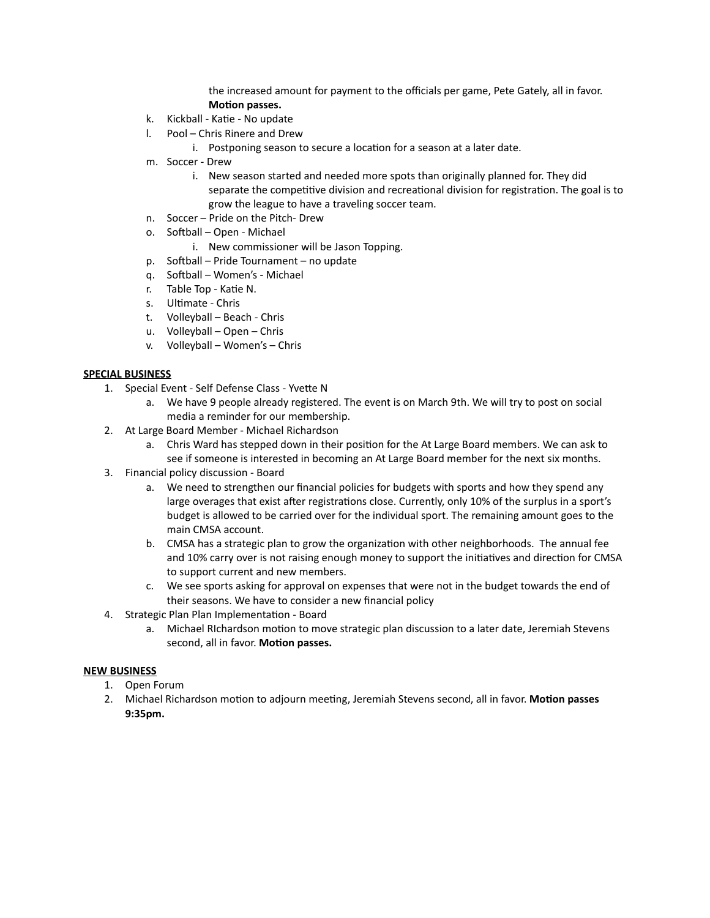the increased amount for payment to the officials per game, Pete Gately, all in favor. **Motion passes.**

k. Kickball - Katie - No update

l. Pool – Chris Rinere and Drew
    i. Postponing season to secure a location for a season at a later date.

m. Soccer - Drew
    i. New season started and needed more spots than originally planned for. They did separate the competitive division and recreational division for registration. The goal is to grow the league to have a traveling soccer team.

n. Soccer – Pride on the Pitch- Drew

o. Softball – Open - Michael
    i. New commissioner will be Jason Topping.

p. Softball – Pride Tournament – no update

q. Softball – Women's - Michael

r. Table Top - Katie N.

s. Ultimate - Chris

t. Volleyball – Beach - Chris

u. Volleyball – Open – Chris

v. Volleyball – Women's – Chris

**<u>SPECIAL BUSINESS</u>**

1. Special Event - Self Defense Class - Yvette N
    a. We have 9 people already registered. The event is on March 9th. We will try to post on social media a reminder for our membership.
2. At Large Board Member - Michael Richardson
    a. Chris Ward has stepped down in their position for the At Large Board members. We can ask to see if someone is interested in becoming an At Large Board member for the next six months.
3. Financial policy discussion - Board
    a. We need to strengthen our financial policies for budgets with sports and how they spend any large overages that exist after registrations close. Currently, only 10% of the surplus in a sport's budget is allowed to be carried over for the individual sport. The remaining amount goes to the main CMSA account.
    b. CMSA has a strategic plan to grow the organization with other neighborhoods. The annual fee and 10% carry over is not raising enough money to support the initiatives and direction for CMSA to support current and new members.
    c. We see sports asking for approval on expenses that were not in the budget towards the end of their seasons. We have to consider a new financial policy
4. Strategic Plan Plan Implementation - Board
    a. Michael RIchardson motion to move strategic plan discussion to a later date, Jeremiah Stevens second, all in favor. **Motion passes.**

**<u>NEW BUSINESS</u>**

1. Open Forum
2. Michael Richardson motion to adjourn meeting, Jeremiah Stevens second, all in favor. **Motion passes 9:35pm.**